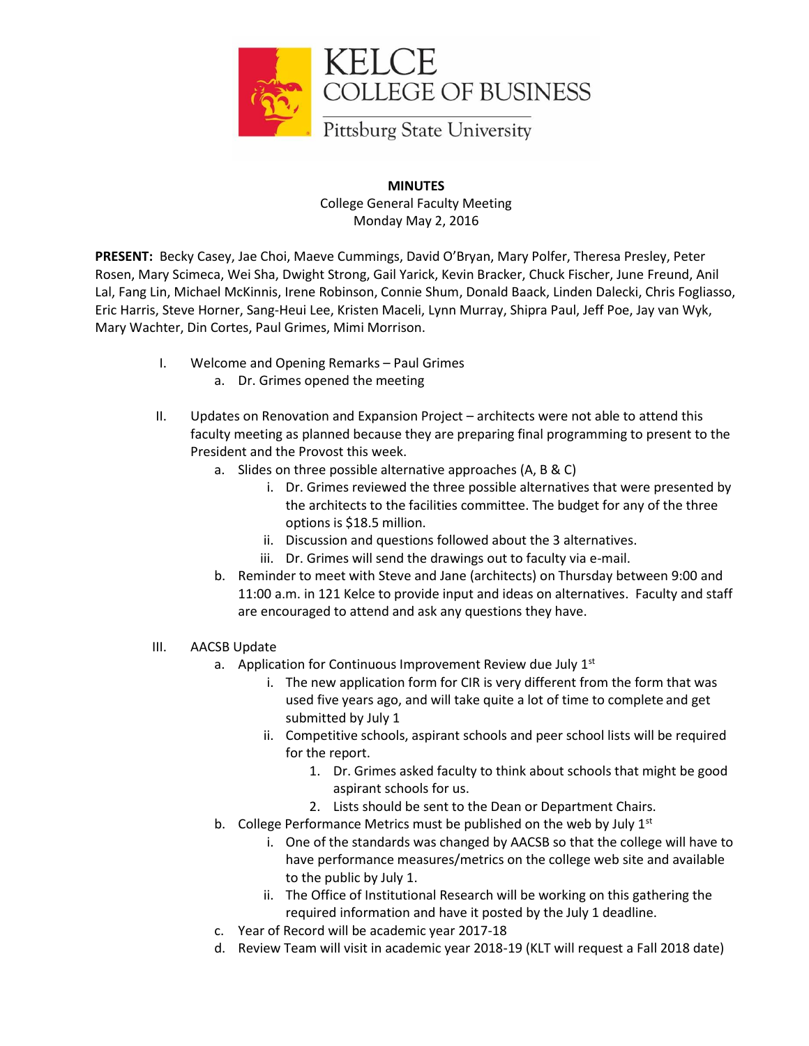KELCE
COLLEGE OF BUSINESS
Pittsburg State University

**MINUTES**

College General Faculty Meeting
Monday May 2, 2016

**PRESENT:** Becky Casey, Jae Choi, Maeve Cummings, David O'Bryan, Mary Polfer, Theresa Presley, Peter Rosen, Mary Scimeca, Wei Sha, Dwight Strong, Gail Yarick, Kevin Bracker, Chuck Fischer, June Freund, Anil Lal, Fang Lin, Michael McKinnis, Irene Robinson, Connie Shum, Donald Baack, Linden Dalecki, Chris Fogliasso, Eric Harris, Steve Horner, Sang-Heui Lee, Kristen Maceli, Lynn Murray, Shipra Paul, Jeff Poe, Jay van Wyk, Mary Wachter, Din Cortes, Paul Grimes, Mimi Morrison.

I. Welcome and Opening Remarks – Paul Grimes
   a. Dr. Grimes opened the meeting

II. Updates on Renovation and Expansion Project – architects were not able to attend this faculty meeting as planned because they are preparing final programming to present to the President and the Provost this week.
   a. Slides on three possible alternative approaches (A, B & C)
      i. Dr. Grimes reviewed the three possible alternatives that were presented by the architects to the facilities committee. The budget for any of the three options is $18.5 million.
      ii. Discussion and questions followed about the 3 alternatives.
      iii. Dr. Grimes will send the drawings out to faculty via e-mail.
   b. Reminder to meet with Steve and Jane (architects) on Thursday between 9:00 and 11:00 a.m. in 121 Kelce to provide input and ideas on alternatives. Faculty and staff are encouraged to attend and ask any questions they have.

III. AACSB Update
   a. Application for Continuous Improvement Review due July 1st
      i. The new application form for CIR is very different from the form that was used five years ago, and will take quite a lot of time to complete and get submitted by July 1
      ii. Competitive schools, aspirant schools and peer school lists will be required for the report.
         1. Dr. Grimes asked faculty to think about schools that might be good aspirant schools for us.
         2. Lists should be sent to the Dean or Department Chairs.
   b. College Performance Metrics must be published on the web by July 1st
      i. One of the standards was changed by AACSB so that the college will have to have performance measures/metrics on the college web site and available to the public by July 1.
      ii. The Office of Institutional Research will be working on this gathering the required information and have it posted by the July 1 deadline.
   c. Year of Record will be academic year 2017-18
   d. Review Team will visit in academic year 2018-19 (KLT will request a Fall 2018 date)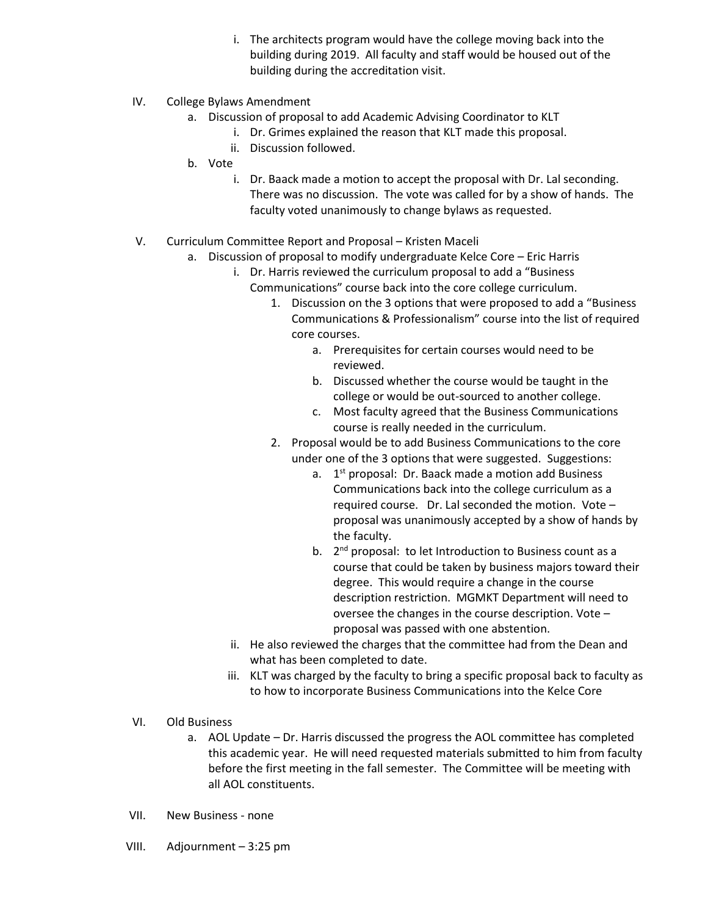i. The architects program would have the college moving back into the building during 2019. All faculty and staff would be housed out of the building during the accreditation visit.

IV. College Bylaws Amendment
    a. Discussion of proposal to add Academic Advising Coordinator to KLT
        i. Dr. Grimes explained the reason that KLT made this proposal.
        ii. Discussion followed.
    b. Vote
        i. Dr. Baack made a motion to accept the proposal with Dr. Lal seconding. There was no discussion. The vote was called for by a show of hands. The faculty voted unanimously to change bylaws as requested.

V. Curriculum Committee Report and Proposal – Kristen Maceli
    a. Discussion of proposal to modify undergraduate Kelce Core – Eric Harris
        i. Dr. Harris reviewed the curriculum proposal to add a "Business Communications" course back into the core college curriculum.
            1. Discussion on the 3 options that were proposed to add a "Business Communications & Professionalism" course into the list of required core courses.
                a. Prerequisites for certain courses would need to be reviewed.
                b. Discussed whether the course would be taught in the college or would be out-sourced to another college.
                c. Most faculty agreed that the Business Communications course is really needed in the curriculum.
            2. Proposal would be to add Business Communications to the core under one of the 3 options that were suggested. Suggestions:
                a. 1st proposal: Dr. Baack made a motion add Business Communications back into the college curriculum as a required course. Dr. Lal seconded the motion. Vote – proposal was unanimously accepted by a show of hands by the faculty.
                b. 2nd proposal: to let Introduction to Business count as a course that could be taken by business majors toward their degree. This would require a change in the course description restriction. MGMKT Department will need to oversee the changes in the course description. Vote – proposal was passed with one abstention.
        ii. He also reviewed the charges that the committee had from the Dean and what has been completed to date.
        iii. KLT was charged by the faculty to bring a specific proposal back to faculty as to how to incorporate Business Communications into the Kelce Core

VI. Old Business
    a. AOL Update – Dr. Harris discussed the progress the AOL committee has completed this academic year. He will need requested materials submitted to him from faculty before the first meeting in the fall semester. The Committee will be meeting with all AOL constituents.

VII. New Business - none

VIII. Adjournment – 3:25 pm